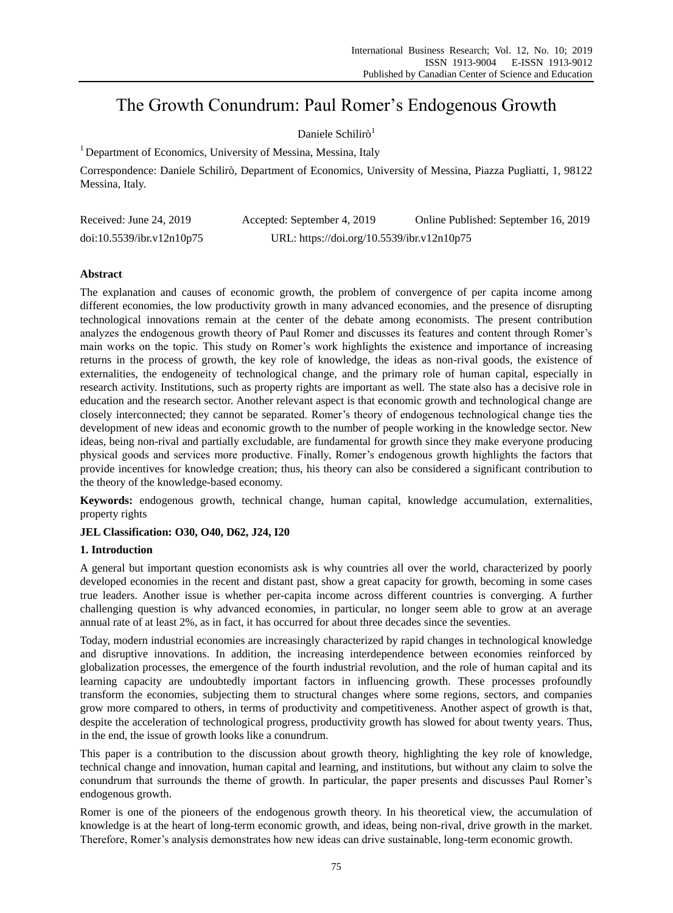# The Growth Conundrum: Paul Romer's Endogenous Growth

Daniele Schilirò[1]

[1] Department of Economics, University of Messina, Messina, Italy

Correspondence: Daniele Schilirò, Department of Economics, University of Messina, Piazza Pugliatti, 1, 98122 Messina, Italy.

Received: June 24, 2019  Accepted: September 4, 2019  Online Published: September 16, 2019

doi:10.5539/ibr.v12n10p75  URL: https://doi.org/10.5539/ibr.v12n10p75

## Abstract

The explanation and causes of economic growth, the problem of convergence of per capita income among different economies, the low productivity growth in many advanced economies, and the presence of disrupting technological innovations remain at the center of the debate among economists. The present contribution analyzes the endogenous growth theory of Paul Romer and discusses its features and content through Romer's main works on the topic. This study on Romer's work highlights the existence and importance of increasing returns in the process of growth, the key role of knowledge, the ideas as non-rival goods, the existence of externalities, the endogeneity of technological change, and the primary role of human capital, especially in research activity. Institutions, such as property rights are important as well. The state also has a decisive role in education and the research sector. Another relevant aspect is that economic growth and technological change are closely interconnected; they cannot be separated. Romer's theory of endogenous technological change ties the development of new ideas and economic growth to the number of people working in the knowledge sector. New ideas, being non-rival and partially excludable, are fundamental for growth since they make everyone producing physical goods and services more productive. Finally, Romer's endogenous growth highlights the factors that provide incentives for knowledge creation; thus, his theory can also be considered a significant contribution to the theory of the knowledge-based economy.

**Keywords:** endogenous growth, technical change, human capital, knowledge accumulation, externalities, property rights

**JEL Classification: O30, O40, D62, J24, I20**

## 1. Introduction

A general but important question economists ask is why countries all over the world, characterized by poorly developed economies in the recent and distant past, show a great capacity for growth, becoming in some cases true leaders. Another issue is whether per-capita income across different countries is converging. A further challenging question is why advanced economies, in particular, no longer seem able to grow at an average annual rate of at least 2%, as in fact, it has occurred for about three decades since the seventies.

Today, modern industrial economies are increasingly characterized by rapid changes in technological knowledge and disruptive innovations. In addition, the increasing interdependence between economies reinforced by globalization processes, the emergence of the fourth industrial revolution, and the role of human capital and its learning capacity are undoubtedly important factors in influencing growth. These processes profoundly transform the economies, subjecting them to structural changes where some regions, sectors, and companies grow more compared to others, in terms of productivity and competitiveness. Another aspect of growth is that, despite the acceleration of technological progress, productivity growth has slowed for about twenty years. Thus, in the end, the issue of growth looks like a conundrum.

This paper is a contribution to the discussion about growth theory, highlighting the key role of knowledge, technical change and innovation, human capital and learning, and institutions, but without any claim to solve the conundrum that surrounds the theme of growth. In particular, the paper presents and discusses Paul Romer's endogenous growth.

Romer is one of the pioneers of the endogenous growth theory. In his theoretical view, the accumulation of knowledge is at the heart of long-term economic growth, and ideas, being non-rival, drive growth in the market. Therefore, Romer's analysis demonstrates how new ideas can drive sustainable, long-term economic growth.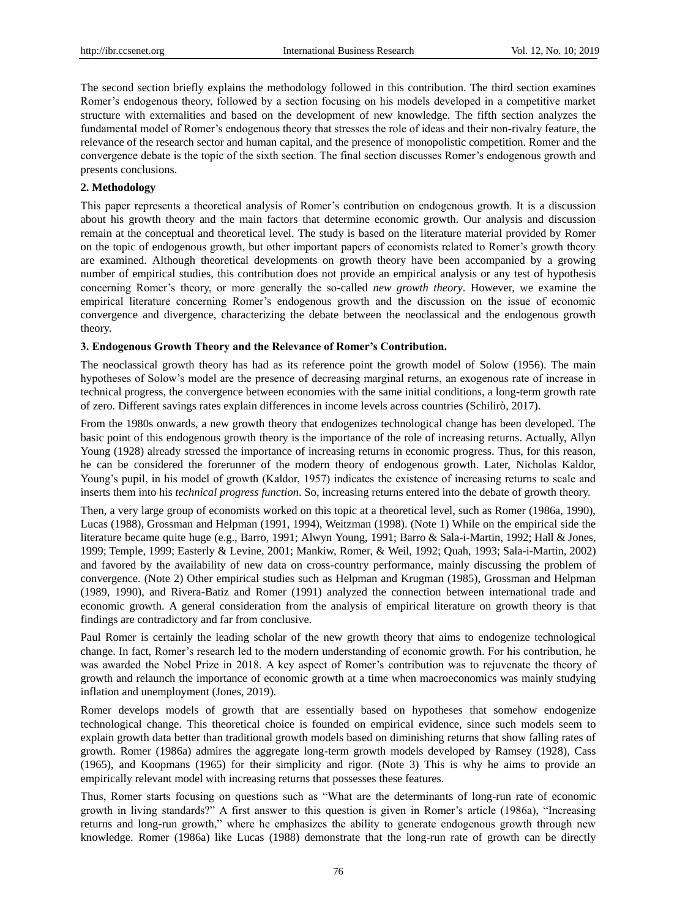The second section briefly explains the methodology followed in this contribution. The third section examines Romer's endogenous theory, followed by a section focusing on his models developed in a competitive market structure with externalities and based on the development of new knowledge. The fifth section analyzes the fundamental model of Romer's endogenous theory that stresses the role of ideas and their non-rivalry feature, the relevance of the research sector and human capital, and the presence of monopolistic competition. Romer and the convergence debate is the topic of the sixth section. The final section discusses Romer's endogenous growth and presents conclusions.

## 2. Methodology

This paper represents a theoretical analysis of Romer's contribution on endogenous growth. It is a discussion about his growth theory and the main factors that determine economic growth. Our analysis and discussion remain at the conceptual and theoretical level. The study is based on the literature material provided by Romer on the topic of endogenous growth, but other important papers of economists related to Romer's growth theory are examined. Although theoretical developments on growth theory have been accompanied by a growing number of empirical studies, this contribution does not provide an empirical analysis or any test of hypothesis concerning Romer's theory, or more generally the so-called *new growth theory*. However, we examine the empirical literature concerning Romer's endogenous growth and the discussion on the issue of economic convergence and divergence, characterizing the debate between the neoclassical and the endogenous growth theory.

## 3. Endogenous Growth Theory and the Relevance of Romer's Contribution.

The neoclassical growth theory has had as its reference point the growth model of Solow (1956). The main hypotheses of Solow's model are the presence of decreasing marginal returns, an exogenous rate of increase in technical progress, the convergence between economies with the same initial conditions, a long-term growth rate of zero. Different savings rates explain differences in income levels across countries (Schilirò, 2017).

From the 1980s onwards, a new growth theory that endogenizes technological change has been developed. The basic point of this endogenous growth theory is the importance of the role of increasing returns. Actually, Allyn Young (1928) already stressed the importance of increasing returns in economic progress. Thus, for this reason, he can be considered the forerunner of the modern theory of endogenous growth. Later, Nicholas Kaldor, Young's pupil, in his model of growth (Kaldor, 1957) indicates the existence of increasing returns to scale and inserts them into his *technical progress function*. So, increasing returns entered into the debate of growth theory.

Then, a very large group of economists worked on this topic at a theoretical level, such as Romer (1986a, 1990), Lucas (1988), Grossman and Helpman (1991, 1994), Weitzman (1998). (Note 1) While on the empirical side the literature became quite huge (e.g., Barro, 1991; Alwyn Young, 1991; Barro & Sala-i-Martin, 1992; Hall & Jones, 1999; Temple, 1999; Easterly & Levine, 2001; Mankiw, Romer, & Weil, 1992; Quah, 1993; Sala-i-Martin, 2002) and favored by the availability of new data on cross-country performance, mainly discussing the problem of convergence. (Note 2) Other empirical studies such as Helpman and Krugman (1985), Grossman and Helpman (1989, 1990), and Rivera-Batiz and Romer (1991) analyzed the connection between international trade and economic growth. A general consideration from the analysis of empirical literature on growth theory is that findings are contradictory and far from conclusive.

Paul Romer is certainly the leading scholar of the new growth theory that aims to endogenize technological change. In fact, Romer's research led to the modern understanding of economic growth. For his contribution, he was awarded the Nobel Prize in 2018. A key aspect of Romer's contribution was to rejuvenate the theory of growth and relaunch the importance of economic growth at a time when macroeconomics was mainly studying inflation and unemployment (Jones, 2019).

Romer develops models of growth that are essentially based on hypotheses that somehow endogenize technological change. This theoretical choice is founded on empirical evidence, since such models seem to explain growth data better than traditional growth models based on diminishing returns that show falling rates of growth. Romer (1986a) admires the aggregate long-term growth models developed by Ramsey (1928), Cass (1965), and Koopmans (1965) for their simplicity and rigor. (Note 3) This is why he aims to provide an empirically relevant model with increasing returns that possesses these features.

Thus, Romer starts focusing on questions such as "What are the determinants of long-run rate of economic growth in living standards?" A first answer to this question is given in Romer's article (1986a), "Increasing returns and long-run growth," where he emphasizes the ability to generate endogenous growth through new knowledge. Romer (1986a) like Lucas (1988) demonstrate that the long-run rate of growth can be directly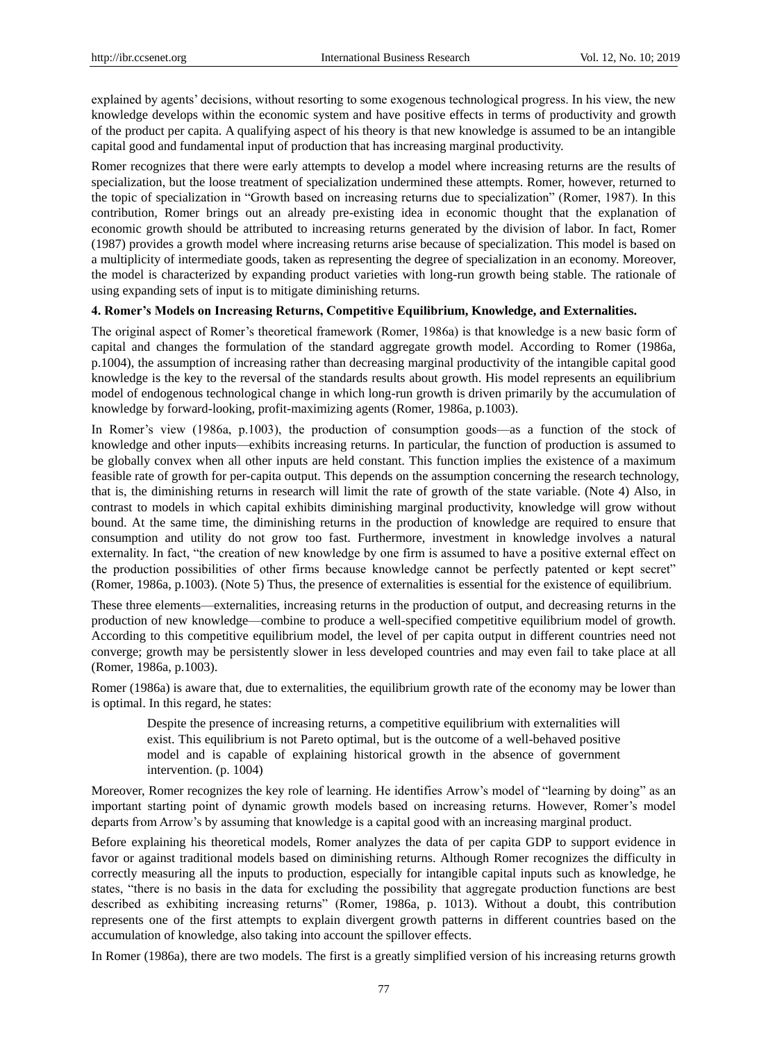explained by agents' decisions, without resorting to some exogenous technological progress. In his view, the new knowledge develops within the economic system and have positive effects in terms of productivity and growth of the product per capita. A qualifying aspect of his theory is that new knowledge is assumed to be an intangible capital good and fundamental input of production that has increasing marginal productivity.

Romer recognizes that there were early attempts to develop a model where increasing returns are the results of specialization, but the loose treatment of specialization undermined these attempts. Romer, however, returned to the topic of specialization in "Growth based on increasing returns due to specialization" (Romer, 1987). In this contribution, Romer brings out an already pre-existing idea in economic thought that the explanation of economic growth should be attributed to increasing returns generated by the division of labor. In fact, Romer (1987) provides a growth model where increasing returns arise because of specialization. This model is based on a multiplicity of intermediate goods, taken as representing the degree of specialization in an economy. Moreover, the model is characterized by expanding product varieties with long-run growth being stable. The rationale of using expanding sets of input is to mitigate diminishing returns.

#### 4. Romer's Models on Increasing Returns, Competitive Equilibrium, Knowledge, and Externalities.

The original aspect of Romer's theoretical framework (Romer, 1986a) is that knowledge is a new basic form of capital and changes the formulation of the standard aggregate growth model. According to Romer (1986a, p.1004), the assumption of increasing rather than decreasing marginal productivity of the intangible capital good knowledge is the key to the reversal of the standards results about growth. His model represents an equilibrium model of endogenous technological change in which long-run growth is driven primarily by the accumulation of knowledge by forward-looking, profit-maximizing agents (Romer, 1986a, p.1003).

In Romer's view (1986a, p.1003), the production of consumption goods—as a function of the stock of knowledge and other inputs—exhibits increasing returns. In particular, the function of production is assumed to be globally convex when all other inputs are held constant. This function implies the existence of a maximum feasible rate of growth for per-capita output. This depends on the assumption concerning the research technology, that is, the diminishing returns in research will limit the rate of growth of the state variable. (Note 4) Also, in contrast to models in which capital exhibits diminishing marginal productivity, knowledge will grow without bound. At the same time, the diminishing returns in the production of knowledge are required to ensure that consumption and utility do not grow too fast. Furthermore, investment in knowledge involves a natural externality. In fact, "the creation of new knowledge by one firm is assumed to have a positive external effect on the production possibilities of other firms because knowledge cannot be perfectly patented or kept secret" (Romer, 1986a, p.1003). (Note 5) Thus, the presence of externalities is essential for the existence of equilibrium.

These three elements—externalities, increasing returns in the production of output, and decreasing returns in the production of new knowledge—combine to produce a well-specified competitive equilibrium model of growth. According to this competitive equilibrium model, the level of per capita output in different countries need not converge; growth may be persistently slower in less developed countries and may even fail to take place at all (Romer, 1986a, p.1003).

Romer (1986a) is aware that, due to externalities, the equilibrium growth rate of the economy may be lower than is optimal. In this regard, he states:

> Despite the presence of increasing returns, a competitive equilibrium with externalities will exist. This equilibrium is not Pareto optimal, but is the outcome of a well-behaved positive model and is capable of explaining historical growth in the absence of government intervention. (p. 1004)

Moreover, Romer recognizes the key role of learning. He identifies Arrow's model of "learning by doing" as an important starting point of dynamic growth models based on increasing returns. However, Romer's model departs from Arrow's by assuming that knowledge is a capital good with an increasing marginal product.

Before explaining his theoretical models, Romer analyzes the data of per capita GDP to support evidence in favor or against traditional models based on diminishing returns. Although Romer recognizes the difficulty in correctly measuring all the inputs to production, especially for intangible capital inputs such as knowledge, he states, "there is no basis in the data for excluding the possibility that aggregate production functions are best described as exhibiting increasing returns" (Romer, 1986a, p. 1013). Without a doubt, this contribution represents one of the first attempts to explain divergent growth patterns in different countries based on the accumulation of knowledge, also taking into account the spillover effects.

In Romer (1986a), there are two models. The first is a greatly simplified version of his increasing returns growth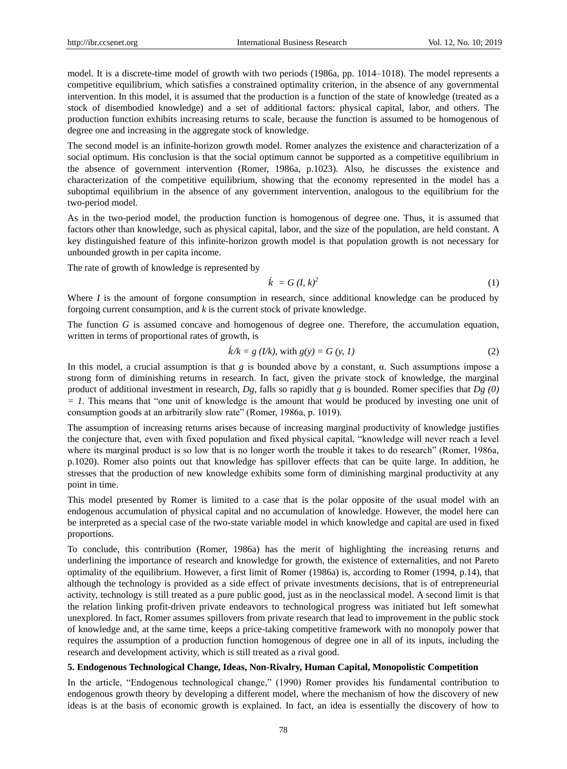model. It is a discrete-time model of growth with two periods (1986a, pp. 1014–1018). The model represents a competitive equilibrium, which satisfies a constrained optimality criterion, in the absence of any governmental intervention. In this model, it is assumed that the production is a function of the state of knowledge (treated as a stock of disembodied knowledge) and a set of additional factors: physical capital, labor, and others. The production function exhibits increasing returns to scale, because the function is assumed to be homogenous of degree one and increasing in the aggregate stock of knowledge.

The second model is an infinite-horizon growth model. Romer analyzes the existence and characterization of a social optimum. His conclusion is that the social optimum cannot be supported as a competitive equilibrium in the absence of government intervention (Romer, 1986a, p.1023). Also, he discusses the existence and characterization of the competitive equilibrium, showing that the economy represented in the model has a suboptimal equilibrium in the absence of any government intervention, analogous to the equilibrium for the two-period model.

As in the two-period model, the production function is homogenous of degree one. Thus, it is assumed that factors other than knowledge, such as physical capital, labor, and the size of the population, are held constant. A key distinguished feature of this infinite-horizon growth model is that population growth is not necessary for unbounded growth in per capita income.

The rate of growth of knowledge is represented by

$$\dot{k} = G(I, k)^2 \tag{1}$$

Where $I$ is the amount of forgone consumption in research, since additional knowledge can be produced by forgoing current consumption, and $k$ is the current stock of private knowledge.

The function $G$ is assumed concave and homogenous of degree one. Therefore, the accumulation equation, written in terms of proportional rates of growth, is

$$\dot{k}/k = g(I/k), \text{ with } g(y) = G(y, 1) \tag{2}$$

In this model, a crucial assumption is that $g$ is bounded above by a constant, α. Such assumptions impose a strong form of diminishing returns in research. In fact, given the private stock of knowledge, the marginal product of additional investment in research, $Dg$, falls so rapidly that $g$ is bounded. Romer specifies that $Dg(0) = 1$. This means that "one unit of knowledge is the amount that would be produced by investing one unit of consumption goods at an arbitrarily slow rate" (Romer, 1986a, p. 1019).

The assumption of increasing returns arises because of increasing marginal productivity of knowledge justifies the conjecture that, even with fixed population and fixed physical capital, "knowledge will never reach a level where its marginal product is so low that is no longer worth the trouble it takes to do research" (Romer, 1986a, p.1020). Romer also points out that knowledge has spillover effects that can be quite large. In addition, he stresses that the production of new knowledge exhibits some form of diminishing marginal productivity at any point in time.

This model presented by Romer is limited to a case that is the polar opposite of the usual model with an endogenous accumulation of physical capital and no accumulation of knowledge. However, the model here can be interpreted as a special case of the two-state variable model in which knowledge and capital are used in fixed proportions.

To conclude, this contribution (Romer, 1986a) has the merit of highlighting the increasing returns and underlining the importance of research and knowledge for growth, the existence of externalities, and not Pareto optimality of the equilibrium. However, a first limit of Romer (1986a) is, according to Romer (1994, p.14), that although the technology is provided as a side effect of private investments decisions, that is of entrepreneurial activity, technology is still treated as a pure public good, just as in the neoclassical model. A second limit is that the relation linking profit-driven private endeavors to technological progress was initiated but left somewhat unexplored. In fact, Romer assumes spillovers from private research that lead to improvement in the public stock of knowledge and, at the same time, keeps a price-taking competitive framework with no monopoly power that requires the assumption of a production function homogenous of degree one in all of its inputs, including the research and development activity, which is still treated as a rival good.

## 5. Endogenous Technological Change, Ideas, Non-Rivalry, Human Capital, Monopolistic Competition

In the article, "Endogenous technological change," (1990) Romer provides his fundamental contribution to endogenous growth theory by developing a different model, where the mechanism of how the discovery of new ideas is at the basis of economic growth is explained. In fact, an idea is essentially the discovery of how to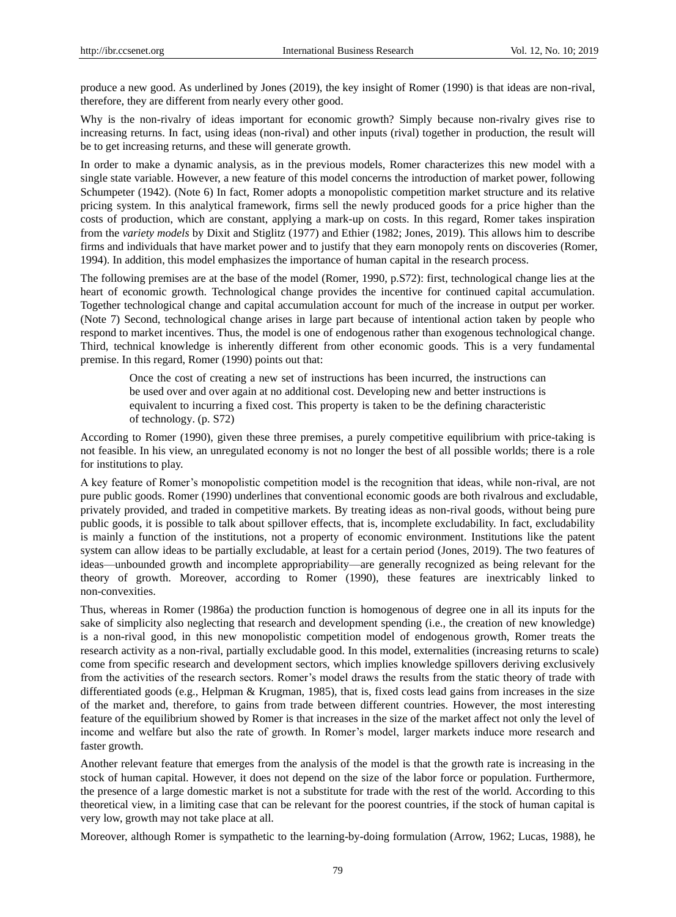produce a new good. As underlined by Jones (2019), the key insight of Romer (1990) is that ideas are non-rival, therefore, they are different from nearly every other good.

Why is the non-rivalry of ideas important for economic growth? Simply because non-rivalry gives rise to increasing returns. In fact, using ideas (non-rival) and other inputs (rival) together in production, the result will be to get increasing returns, and these will generate growth.

In order to make a dynamic analysis, as in the previous models, Romer characterizes this new model with a single state variable. However, a new feature of this model concerns the introduction of market power, following Schumpeter (1942). (Note 6) In fact, Romer adopts a monopolistic competition market structure and its relative pricing system. In this analytical framework, firms sell the newly produced goods for a price higher than the costs of production, which are constant, applying a mark-up on costs. In this regard, Romer takes inspiration from the *variety models* by Dixit and Stiglitz (1977) and Ethier (1982; Jones, 2019). This allows him to describe firms and individuals that have market power and to justify that they earn monopoly rents on discoveries (Romer, 1994). In addition, this model emphasizes the importance of human capital in the research process.

The following premises are at the base of the model (Romer, 1990, p.S72): first, technological change lies at the heart of economic growth. Technological change provides the incentive for continued capital accumulation. Together technological change and capital accumulation account for much of the increase in output per worker. (Note 7) Second, technological change arises in large part because of intentional action taken by people who respond to market incentives. Thus, the model is one of endogenous rather than exogenous technological change. Third, technical knowledge is inherently different from other economic goods. This is a very fundamental premise. In this regard, Romer (1990) points out that:

> Once the cost of creating a new set of instructions has been incurred, the instructions can be used over and over again at no additional cost. Developing new and better instructions is equivalent to incurring a fixed cost. This property is taken to be the defining characteristic of technology. (p. S72)

According to Romer (1990), given these three premises, a purely competitive equilibrium with price-taking is not feasible. In his view, an unregulated economy is not no longer the best of all possible worlds; there is a role for institutions to play.

A key feature of Romer's monopolistic competition model is the recognition that ideas, while non-rival, are not pure public goods. Romer (1990) underlines that conventional economic goods are both rivalrous and excludable, privately provided, and traded in competitive markets. By treating ideas as non-rival goods, without being pure public goods, it is possible to talk about spillover effects, that is, incomplete excludability. In fact, excludability is mainly a function of the institutions, not a property of economic environment. Institutions like the patent system can allow ideas to be partially excludable, at least for a certain period (Jones, 2019). The two features of ideas—unbounded growth and incomplete appropriability—are generally recognized as being relevant for the theory of growth. Moreover, according to Romer (1990), these features are inextricably linked to non-convexities.

Thus, whereas in Romer (1986a) the production function is homogenous of degree one in all its inputs for the sake of simplicity also neglecting that research and development spending (i.e., the creation of new knowledge) is a non-rival good, in this new monopolistic competition model of endogenous growth, Romer treats the research activity as a non-rival, partially excludable good. In this model, externalities (increasing returns to scale) come from specific research and development sectors, which implies knowledge spillovers deriving exclusively from the activities of the research sectors. Romer's model draws the results from the static theory of trade with differentiated goods (e.g., Helpman & Krugman, 1985), that is, fixed costs lead gains from increases in the size of the market and, therefore, to gains from trade between different countries. However, the most interesting feature of the equilibrium showed by Romer is that increases in the size of the market affect not only the level of income and welfare but also the rate of growth. In Romer's model, larger markets induce more research and faster growth.

Another relevant feature that emerges from the analysis of the model is that the growth rate is increasing in the stock of human capital. However, it does not depend on the size of the labor force or population. Furthermore, the presence of a large domestic market is not a substitute for trade with the rest of the world. According to this theoretical view, in a limiting case that can be relevant for the poorest countries, if the stock of human capital is very low, growth may not take place at all.

Moreover, although Romer is sympathetic to the learning-by-doing formulation (Arrow, 1962; Lucas, 1988), he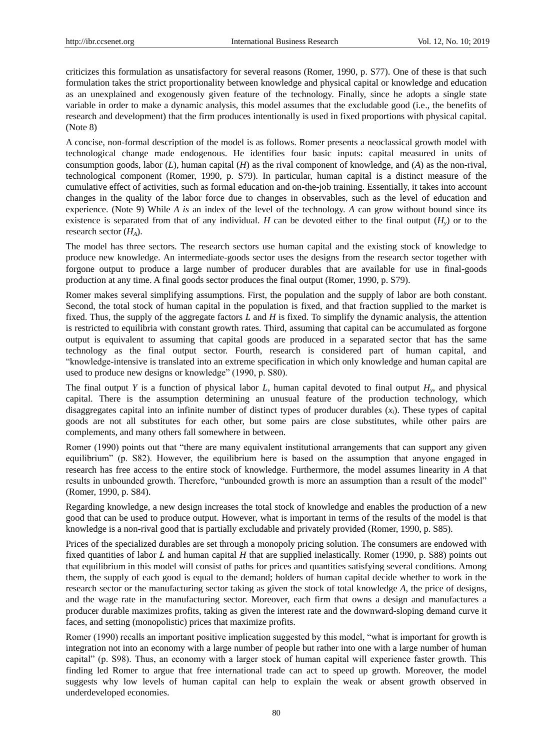criticizes this formulation as unsatisfactory for several reasons (Romer, 1990, p. S77). One of these is that such formulation takes the strict proportionality between knowledge and physical capital or knowledge and education as an unexplained and exogenously given feature of the technology. Finally, since he adopts a single state variable in order to make a dynamic analysis, this model assumes that the excludable good (i.e., the benefits of research and development) that the firm produces intentionally is used in fixed proportions with physical capital. (Note 8)

A concise, non-formal description of the model is as follows. Romer presents a neoclassical growth model with technological change made endogenous. He identifies four basic inputs: capital measured in units of consumption goods, labor ($L$), human capital ($H$) as the rival component of knowledge, and ($A$) as the non-rival, technological component (Romer, 1990, p. S79). In particular, human capital is a distinct measure of the cumulative effect of activities, such as formal education and on-the-job training. Essentially, it takes into account changes in the quality of the labor force due to changes in observables, such as the level of education and experience. (Note 9) While $A$ *is* an index of the level of the technology. $A$ can grow without bound since its existence is separated from that of any individual. $H$ can be devoted either to the final output ($H_y$) or to the research sector ($H_A$).

The model has three sectors. The research sectors use human capital and the existing stock of knowledge to produce new knowledge. An intermediate-goods sector uses the designs from the research sector together with forgone output to produce a large number of producer durables that are available for use in final-goods production at any time. A final goods sector produces the final output (Romer, 1990, p. S79).

Romer makes several simplifying assumptions. First, the population and the supply of labor are both constant. Second, the total stock of human capital in the population is fixed, and that fraction supplied to the market is fixed. Thus, the supply of the aggregate factors $L$ and $H$ is fixed. To simplify the dynamic analysis, the attention is restricted to equilibria with constant growth rates. Third, assuming that capital can be accumulated as forgone output is equivalent to assuming that capital goods are produced in a separated sector that has the same technology as the final output sector. Fourth, research is considered part of human capital, and "knowledge-intensive is translated into an extreme specification in which only knowledge and human capital are used to produce new designs or knowledge" (1990, p. S80).

The final output $Y$ is a function of physical labor $L$, human capital devoted to final output $H_y$, and physical capital. There is the assumption determining an unusual feature of the production technology, which disaggregates capital into an infinite number of distinct types of producer durables ($x_i$). These types of capital goods are not all substitutes for each other, but some pairs are close substitutes, while other pairs are complements, and many others fall somewhere in between.

Romer (1990) points out that "there are many equivalent institutional arrangements that can support any given equilibrium" (p. S82). However, the equilibrium here is based on the assumption that anyone engaged in research has free access to the entire stock of knowledge. Furthermore, the model assumes linearity in $A$ that results in unbounded growth. Therefore, "unbounded growth is more an assumption than a result of the model" (Romer, 1990, p. S84).

Regarding knowledge, a new design increases the total stock of knowledge and enables the production of a new good that can be used to produce output. However, what is important in terms of the results of the model is that knowledge is a non-rival good that is partially excludable and privately provided (Romer, 1990, p. S85).

Prices of the specialized durables are set through a monopoly pricing solution. The consumers are endowed with fixed quantities of labor $L$ and human capital $H$ that are supplied inelastically. Romer (1990, p. S88) points out that equilibrium in this model will consist of paths for prices and quantities satisfying several conditions. Among them, the supply of each good is equal to the demand; holders of human capital decide whether to work in the research sector or the manufacturing sector taking as given the stock of total knowledge $A$, the price of designs, and the wage rate in the manufacturing sector. Moreover, each firm that owns a design and manufactures a producer durable maximizes profits, taking as given the interest rate and the downward-sloping demand curve it faces, and setting (monopolistic) prices that maximize profits.

Romer (1990) recalls an important positive implication suggested by this model, "what is important for growth is integration not into an economy with a large number of people but rather into one with a large number of human capital" (p. S98). Thus, an economy with a larger stock of human capital will experience faster growth. This finding led Romer to argue that free international trade can act to speed up growth. Moreover, the model suggests why low levels of human capital can help to explain the weak or absent growth observed in underdeveloped economies.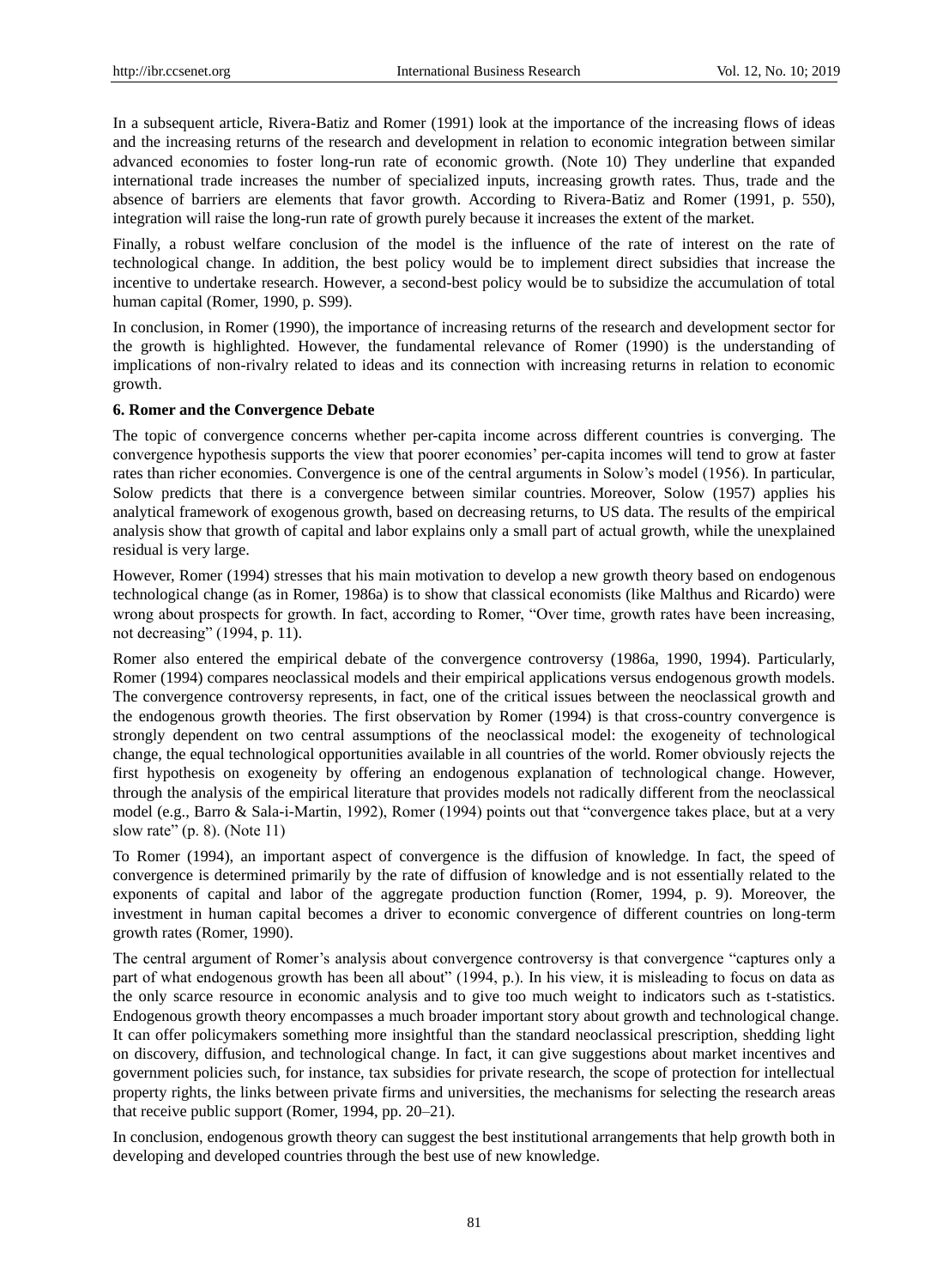In a subsequent article, Rivera-Batiz and Romer (1991) look at the importance of the increasing flows of ideas and the increasing returns of the research and development in relation to economic integration between similar advanced economies to foster long-run rate of economic growth. (Note 10) They underline that expanded international trade increases the number of specialized inputs, increasing growth rates. Thus, trade and the absence of barriers are elements that favor growth. According to Rivera-Batiz and Romer (1991, p. 550), integration will raise the long-run rate of growth purely because it increases the extent of the market.

Finally, a robust welfare conclusion of the model is the influence of the rate of interest on the rate of technological change. In addition, the best policy would be to implement direct subsidies that increase the incentive to undertake research. However, a second-best policy would be to subsidize the accumulation of total human capital (Romer, 1990, p. S99).

In conclusion, in Romer (1990), the importance of increasing returns of the research and development sector for the growth is highlighted. However, the fundamental relevance of Romer (1990) is the understanding of implications of non-rivalry related to ideas and its connection with increasing returns in relation to economic growth.

### 6. Romer and the Convergence Debate

The topic of convergence concerns whether per-capita income across different countries is converging. The convergence hypothesis supports the view that poorer economies' per-capita incomes will tend to grow at faster rates than richer economies. Convergence is one of the central arguments in Solow's model (1956). In particular, Solow predicts that there is a convergence between similar countries. Moreover, Solow (1957) applies his analytical framework of exogenous growth, based on decreasing returns, to US data. The results of the empirical analysis show that growth of capital and labor explains only a small part of actual growth, while the unexplained residual is very large.

However, Romer (1994) stresses that his main motivation to develop a new growth theory based on endogenous technological change (as in Romer, 1986a) is to show that classical economists (like Malthus and Ricardo) were wrong about prospects for growth. In fact, according to Romer, "Over time, growth rates have been increasing, not decreasing" (1994, p. 11).

Romer also entered the empirical debate of the convergence controversy (1986a, 1990, 1994). Particularly, Romer (1994) compares neoclassical models and their empirical applications versus endogenous growth models. The convergence controversy represents, in fact, one of the critical issues between the neoclassical growth and the endogenous growth theories. The first observation by Romer (1994) is that cross-country convergence is strongly dependent on two central assumptions of the neoclassical model: the exogeneity of technological change, the equal technological opportunities available in all countries of the world. Romer obviously rejects the first hypothesis on exogeneity by offering an endogenous explanation of technological change. However, through the analysis of the empirical literature that provides models not radically different from the neoclassical model (e.g., Barro & Sala-i-Martin, 1992), Romer (1994) points out that "convergence takes place, but at a very slow rate" (p. 8). (Note 11)

To Romer (1994), an important aspect of convergence is the diffusion of knowledge. In fact, the speed of convergence is determined primarily by the rate of diffusion of knowledge and is not essentially related to the exponents of capital and labor of the aggregate production function (Romer, 1994, p. 9). Moreover, the investment in human capital becomes a driver to economic convergence of different countries on long-term growth rates (Romer, 1990).

The central argument of Romer's analysis about convergence controversy is that convergence "captures only a part of what endogenous growth has been all about" (1994, p.). In his view, it is misleading to focus on data as the only scarce resource in economic analysis and to give too much weight to indicators such as t-statistics. Endogenous growth theory encompasses a much broader important story about growth and technological change. It can offer policymakers something more insightful than the standard neoclassical prescription, shedding light on discovery, diffusion, and technological change. In fact, it can give suggestions about market incentives and government policies such, for instance, tax subsidies for private research, the scope of protection for intellectual property rights, the links between private firms and universities, the mechanisms for selecting the research areas that receive public support (Romer, 1994, pp. 20–21).

In conclusion, endogenous growth theory can suggest the best institutional arrangements that help growth both in developing and developed countries through the best use of new knowledge.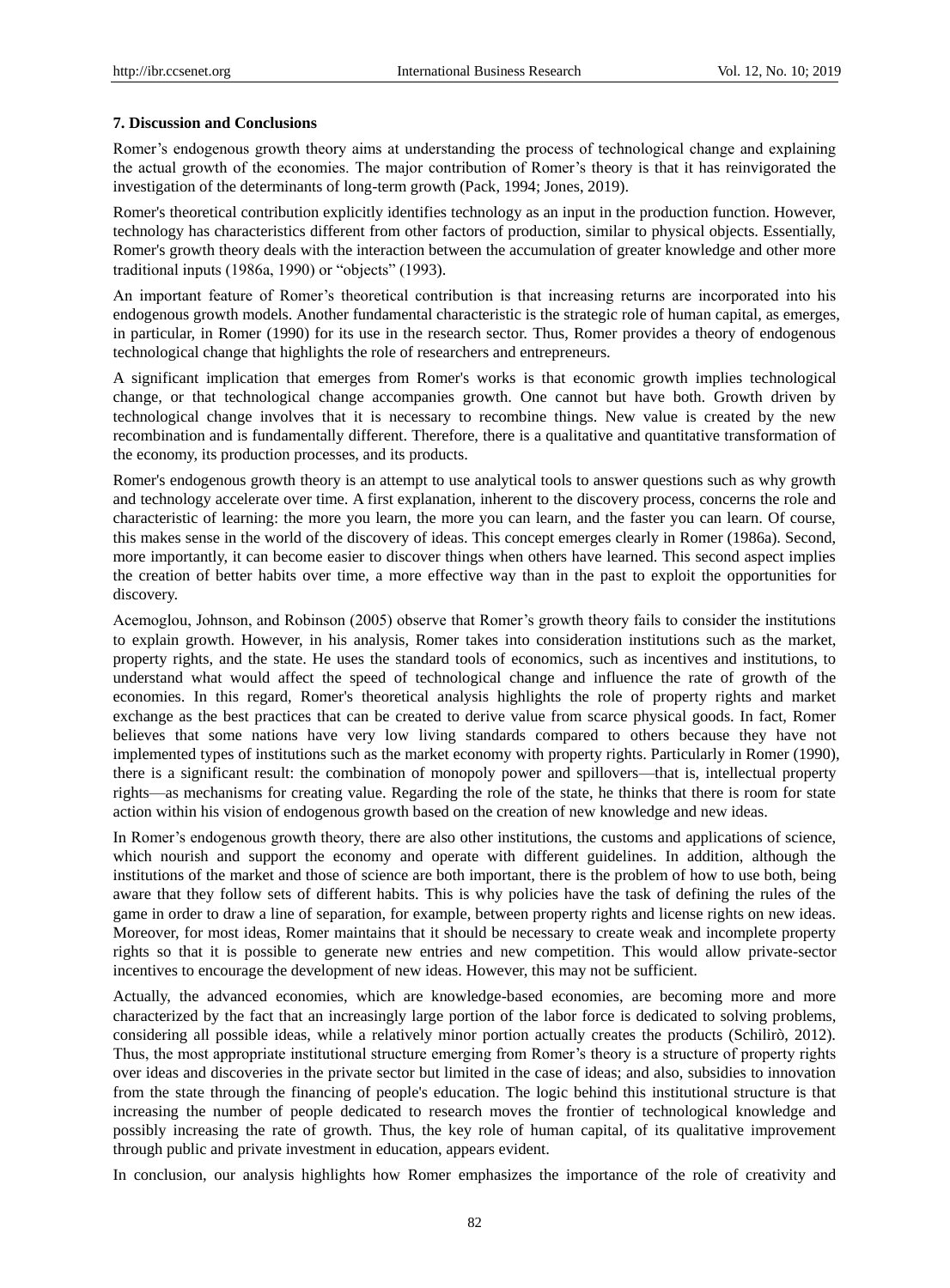### 7. Discussion and Conclusions

Romer's endogenous growth theory aims at understanding the process of technological change and explaining the actual growth of the economies. The major contribution of Romer's theory is that it has reinvigorated the investigation of the determinants of long-term growth (Pack, 1994; Jones, 2019).

Romer's theoretical contribution explicitly identifies technology as an input in the production function. However, technology has characteristics different from other factors of production, similar to physical objects. Essentially, Romer's growth theory deals with the interaction between the accumulation of greater knowledge and other more traditional inputs (1986a, 1990) or "objects" (1993).

An important feature of Romer's theoretical contribution is that increasing returns are incorporated into his endogenous growth models. Another fundamental characteristic is the strategic role of human capital, as emerges, in particular, in Romer (1990) for its use in the research sector. Thus, Romer provides a theory of endogenous technological change that highlights the role of researchers and entrepreneurs.

A significant implication that emerges from Romer's works is that economic growth implies technological change, or that technological change accompanies growth. One cannot but have both. Growth driven by technological change involves that it is necessary to recombine things. New value is created by the new recombination and is fundamentally different. Therefore, there is a qualitative and quantitative transformation of the economy, its production processes, and its products.

Romer's endogenous growth theory is an attempt to use analytical tools to answer questions such as why growth and technology accelerate over time. A first explanation, inherent to the discovery process, concerns the role and characteristic of learning: the more you learn, the more you can learn, and the faster you can learn. Of course, this makes sense in the world of the discovery of ideas. This concept emerges clearly in Romer (1986a). Second, more importantly, it can become easier to discover things when others have learned. This second aspect implies the creation of better habits over time, a more effective way than in the past to exploit the opportunities for discovery.

Acemoglou, Johnson, and Robinson (2005) observe that Romer's growth theory fails to consider the institutions to explain growth. However, in his analysis, Romer takes into consideration institutions such as the market, property rights, and the state. He uses the standard tools of economics, such as incentives and institutions, to understand what would affect the speed of technological change and influence the rate of growth of the economies. In this regard, Romer's theoretical analysis highlights the role of property rights and market exchange as the best practices that can be created to derive value from scarce physical goods. In fact, Romer believes that some nations have very low living standards compared to others because they have not implemented types of institutions such as the market economy with property rights. Particularly in Romer (1990), there is a significant result: the combination of monopoly power and spillovers—that is, intellectual property rights—as mechanisms for creating value. Regarding the role of the state, he thinks that there is room for state action within his vision of endogenous growth based on the creation of new knowledge and new ideas.

In Romer's endogenous growth theory, there are also other institutions, the customs and applications of science, which nourish and support the economy and operate with different guidelines. In addition, although the institutions of the market and those of science are both important, there is the problem of how to use both, being aware that they follow sets of different habits. This is why policies have the task of defining the rules of the game in order to draw a line of separation, for example, between property rights and license rights on new ideas. Moreover, for most ideas, Romer maintains that it should be necessary to create weak and incomplete property rights so that it is possible to generate new entries and new competition. This would allow private-sector incentives to encourage the development of new ideas. However, this may not be sufficient.

Actually, the advanced economies, which are knowledge-based economies, are becoming more and more characterized by the fact that an increasingly large portion of the labor force is dedicated to solving problems, considering all possible ideas, while a relatively minor portion actually creates the products (Schilirò, 2012). Thus, the most appropriate institutional structure emerging from Romer's theory is a structure of property rights over ideas and discoveries in the private sector but limited in the case of ideas; and also, subsidies to innovation from the state through the financing of people's education. The logic behind this institutional structure is that increasing the number of people dedicated to research moves the frontier of technological knowledge and possibly increasing the rate of growth. Thus, the key role of human capital, of its qualitative improvement through public and private investment in education, appears evident.

In conclusion, our analysis highlights how Romer emphasizes the importance of the role of creativity and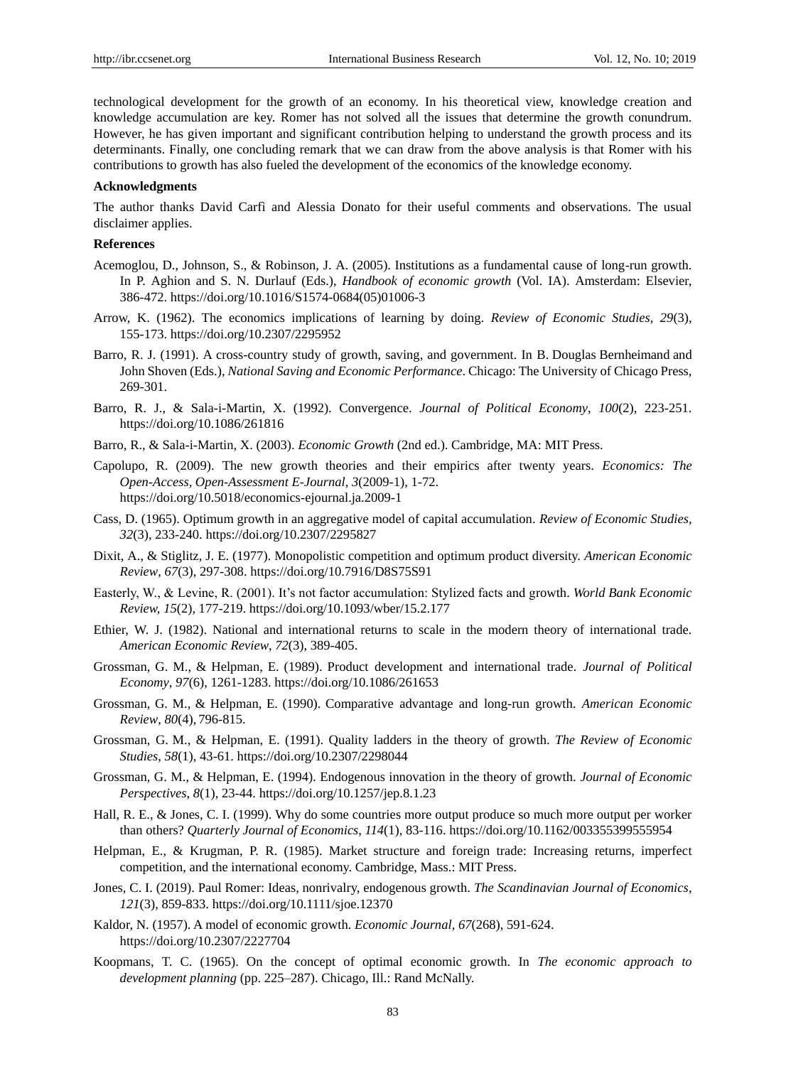technological development for the growth of an economy. In his theoretical view, knowledge creation and knowledge accumulation are key. Romer has not solved all the issues that determine the growth conundrum. However, he has given important and significant contribution helping to understand the growth process and its determinants. Finally, one concluding remark that we can draw from the above analysis is that Romer with his contributions to growth has also fueled the development of the economics of the knowledge economy.

**Acknowledgments**

The author thanks David Carfì and Alessia Donato for their useful comments and observations. The usual disclaimer applies.

**References**

Acemoglou, D., Johnson, S., & Robinson, J. A. (2005). Institutions as a fundamental cause of long-run growth. In P. Aghion and S. N. Durlauf (Eds.), *Handbook of economic growth* (Vol. IA). Amsterdam: Elsevier, 386-472. https://doi.org/10.1016/S1574-0684(05)01006-3

Arrow, K. (1962). The economics implications of learning by doing. *Review of Economic Studies, 29*(3), 155-173. https://doi.org/10.2307/2295952

Barro, R. J. (1991). A cross-country study of growth, saving, and government. In B. Douglas Bernheimand and John Shoven (Eds.), *National Saving and Economic Performance*. Chicago: The University of Chicago Press, 269-301.

Barro, R. J., & Sala-i-Martin, X. (1992). Convergence. *Journal of Political Economy*, *100*(2), 223-251. https://doi.org/10.1086/261816

Barro, R., & Sala-i-Martin, X. (2003). *Economic Growth* (2nd ed.). Cambridge, MA: MIT Press.

Capolupo, R. (2009). The new growth theories and their empirics after twenty years. *Economics: The Open-Access, Open-Assessment E-Journal*, *3*(2009-1), 1-72. https://doi.org/10.5018/economics-ejournal.ja.2009-1

Cass, D. (1965). Optimum growth in an aggregative model of capital accumulation. *Review of Economic Studies, 32*(3), 233-240. https://doi.org/10.2307/2295827

Dixit, A., & Stiglitz, J. E. (1977). Monopolistic competition and optimum product diversity. *American Economic Review*, *67*(3), 297-308. https://doi.org/10.7916/D8S75S91

Easterly, W., & Levine, R. (2001). It's not factor accumulation: Stylized facts and growth. *World Bank Economic Review*, *15*(2), 177-219. https://doi.org/10.1093/wber/15.2.177

Ethier, W. J. (1982). National and international returns to scale in the modern theory of international trade. *American Economic Review*, *72*(3), 389-405.

Grossman, G. M., & Helpman, E. (1989). Product development and international trade. *Journal of Political Economy*, *97*(6), 1261-1283. https://doi.org/10.1086/261653

Grossman, G. M., & Helpman, E. (1990). Comparative advantage and long-run growth. *American Economic Review*, *80*(4), 796-815.

Grossman, G. M., & Helpman, E. (1991). Quality ladders in the theory of growth. *The Review of Economic Studies, 58*(1), 43-61. https://doi.org/10.2307/2298044

Grossman, G. M., & Helpman, E. (1994). Endogenous innovation in the theory of growth. *Journal of Economic Perspectives*, *8*(1), 23-44. https://doi.org/10.1257/jep.8.1.23

Hall, R. E., & Jones, C. I. (1999). Why do some countries more output produce so much more output per worker than others? *Quarterly Journal of Economics, 114*(1), 83-116. https://doi.org/10.1162/003355399555954

Helpman, E., & Krugman, P. R. (1985). Market structure and foreign trade: Increasing returns, imperfect competition, and the international economy. Cambridge, Mass.: MIT Press.

Jones, C. I. (2019). Paul Romer: Ideas, nonrivalry, endogenous growth. *The Scandinavian Journal of Economics*, *121*(3), 859-833. https://doi.org/10.1111/sjoe.12370

Kaldor, N. (1957). A model of economic growth. *Economic Journal, 67*(268), 591-624. https://doi.org/10.2307/2227704

Koopmans, T. C. (1965). On the concept of optimal economic growth. In *The economic approach to development planning* (pp. 225–287). Chicago, Ill.: Rand McNally.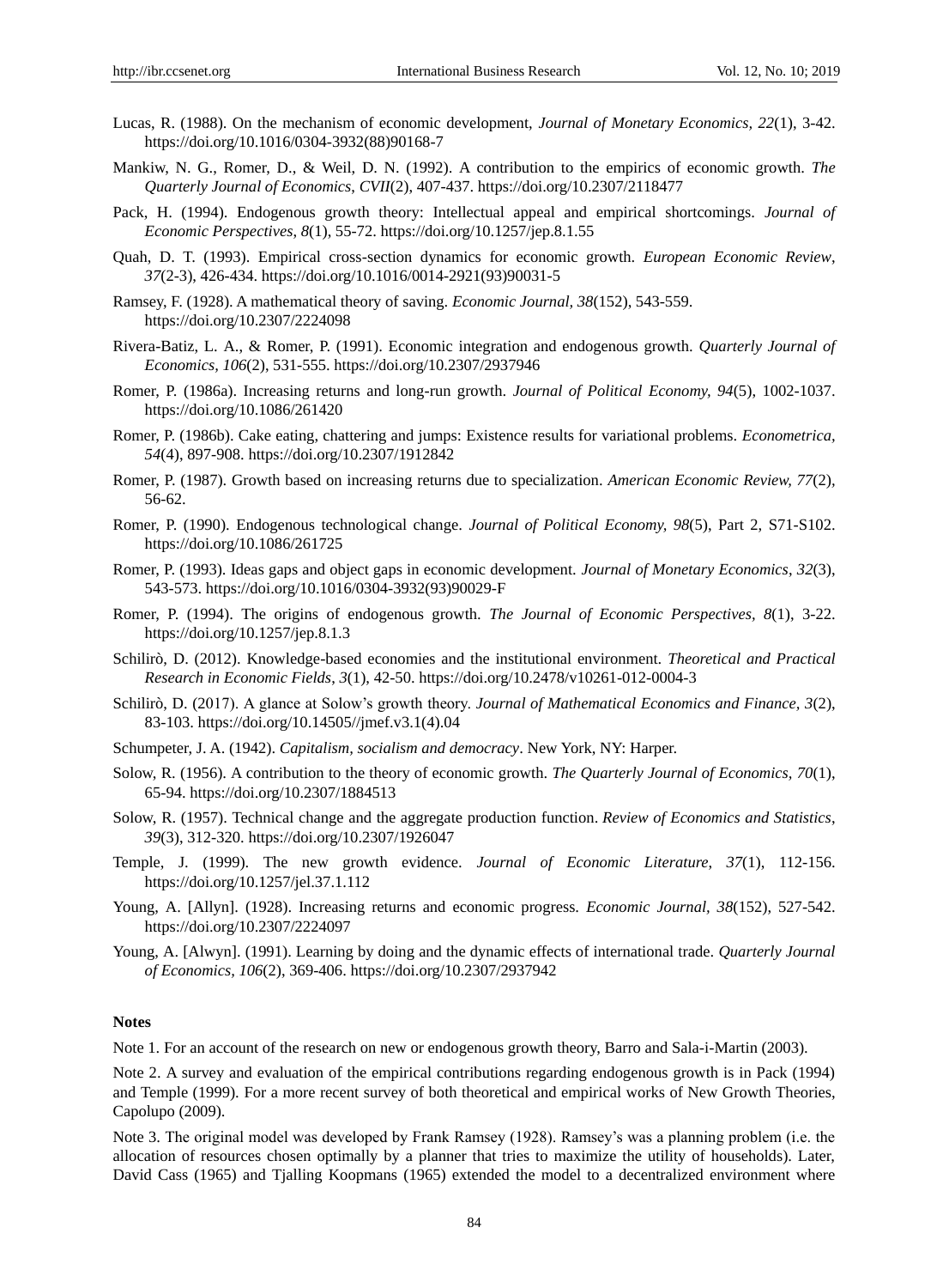Lucas, R. (1988). On the mechanism of economic development, *Journal of Monetary Economics, 22*(1), 3-42. https://doi.org/10.1016/0304-3932(88)90168-7

Mankiw, N. G., Romer, D., & Weil, D. N. (1992). A contribution to the empirics of economic growth. *The Quarterly Journal of Economics*, *CVII*(2), 407-437. https://doi.org/10.2307/2118477

Pack, H. (1994). Endogenous growth theory: Intellectual appeal and empirical shortcomings. *Journal of Economic Perspectives*, *8*(1), 55-72. https://doi.org/10.1257/jep.8.1.55

Quah, D. T. (1993). Empirical cross-section dynamics for economic growth. *European Economic Review*, *37*(2-3), 426-434. https://doi.org/10.1016/0014-2921(93)90031-5

Ramsey, F. (1928). A mathematical theory of saving. *Economic Journal, 38*(152), 543-559. https://doi.org/10.2307/2224098

Rivera-Batiz, L. A., & Romer, P. (1991). Economic integration and endogenous growth. *Quarterly Journal of Economics, 106*(2), 531-555. https://doi.org/10.2307/2937946

Romer, P. (1986a). Increasing returns and long-run growth. *Journal of Political Economy, 94*(5), 1002-1037. https://doi.org/10.1086/261420

Romer, P. (1986b). Cake eating, chattering and jumps: Existence results for variational problems. *Econometrica*, *54*(4), 897-908. https://doi.org/10.2307/1912842

Romer, P. (1987). Growth based on increasing returns due to specialization. *American Economic Review, 77*(2), 56-62.

Romer, P. (1990). Endogenous technological change. *Journal of Political Economy, 98*(5), Part 2, S71-S102. https://doi.org/10.1086/261725

Romer, P. (1993). Ideas gaps and object gaps in economic development. *Journal of Monetary Economics*, *32*(3), 543-573. https://doi.org/10.1016/0304-3932(93)90029-F

Romer, P. (1994). The origins of endogenous growth. *The Journal of Economic Perspectives, 8*(1), 3-22. https://doi.org/10.1257/jep.8.1.3

Schilirò, D. (2012). Knowledge-based economies and the institutional environment. *Theoretical and Practical Research in Economic Fields*, *3*(1), 42-50. https://doi.org/10.2478/v10261-012-0004-3

Schilirò, D. (2017). A glance at Solow's growth theory. *Journal of Mathematical Economics and Finance*, *3*(2), 83-103. https://doi.org/10.14505//jmef.v3.1(4).04

Schumpeter, J. A. (1942). *Capitalism, socialism and democracy*. New York, NY: Harper.

Solow, R. (1956). A contribution to the theory of economic growth. *The Quarterly Journal of Economics, 70*(1), 65-94. https://doi.org/10.2307/1884513

Solow, R. (1957). Technical change and the aggregate production function. *Review of Economics and Statistics*, *39*(3), 312-320. https://doi.org/10.2307/1926047

Temple, J. (1999). The new growth evidence. *Journal of Economic Literature, 37*(1), 112-156. https://doi.org/10.1257/jel.37.1.112

Young, A. [Allyn]. (1928). Increasing returns and economic progress. *Economic Journal, 38*(152), 527-542. https://doi.org/10.2307/2224097

Young, A. [Alwyn]. (1991). Learning by doing and the dynamic effects of international trade. *Quarterly Journal of Economics, 106*(2), 369-406. https://doi.org/10.2307/2937942

**Notes**

Note 1. For an account of the research on new or endogenous growth theory, Barro and Sala-i-Martin (2003).

Note 2. A survey and evaluation of the empirical contributions regarding endogenous growth is in Pack (1994) and Temple (1999). For a more recent survey of both theoretical and empirical works of New Growth Theories, Capolupo (2009).

Note 3. The original model was developed by Frank Ramsey (1928). Ramsey's was a planning problem (i.e. the allocation of resources chosen optimally by a planner that tries to maximize the utility of households). Later, David Cass (1965) and Tjalling Koopmans (1965) extended the model to a decentralized environment where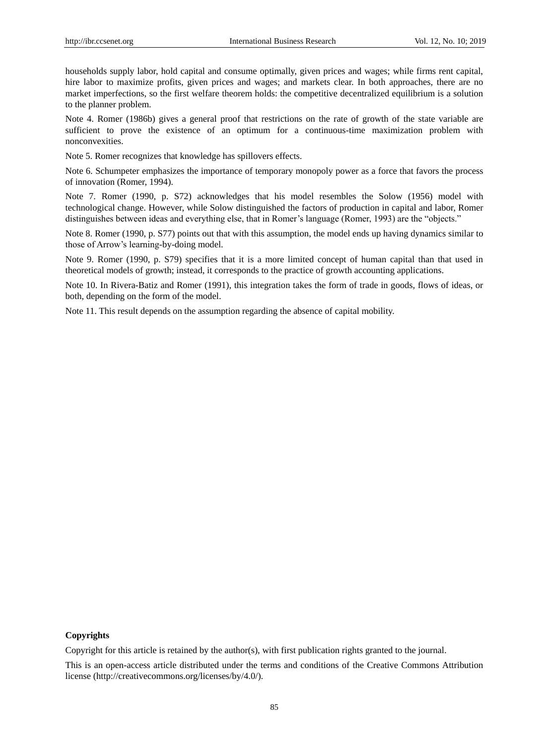households supply labor, hold capital and consume optimally, given prices and wages; while firms rent capital, hire labor to maximize profits, given prices and wages; and markets clear. In both approaches, there are no market imperfections, so the first welfare theorem holds: the competitive decentralized equilibrium is a solution to the planner problem.

Note 4. Romer (1986b) gives a general proof that restrictions on the rate of growth of the state variable are sufficient to prove the existence of an optimum for a continuous-time maximization problem with nonconvexities.

Note 5. Romer recognizes that knowledge has spillovers effects.

Note 6. Schumpeter emphasizes the importance of temporary monopoly power as a force that favors the process of innovation (Romer, 1994).

Note 7. Romer (1990, p. S72) acknowledges that his model resembles the Solow (1956) model with technological change. However, while Solow distinguished the factors of production in capital and labor, Romer distinguishes between ideas and everything else, that in Romer's language (Romer, 1993) are the "objects."

Note 8. Romer (1990, p. S77) points out that with this assumption, the model ends up having dynamics similar to those of Arrow's learning-by-doing model.

Note 9. Romer (1990, p. S79) specifies that it is a more limited concept of human capital than that used in theoretical models of growth; instead, it corresponds to the practice of growth accounting applications.

Note 10. In Rivera-Batiz and Romer (1991), this integration takes the form of trade in goods, flows of ideas, or both, depending on the form of the model.

Note 11. This result depends on the assumption regarding the absence of capital mobility.

**Copyrights**

Copyright for this article is retained by the author(s), with first publication rights granted to the journal.

This is an open-access article distributed under the terms and conditions of the Creative Commons Attribution license (http://creativecommons.org/licenses/by/4.0/).